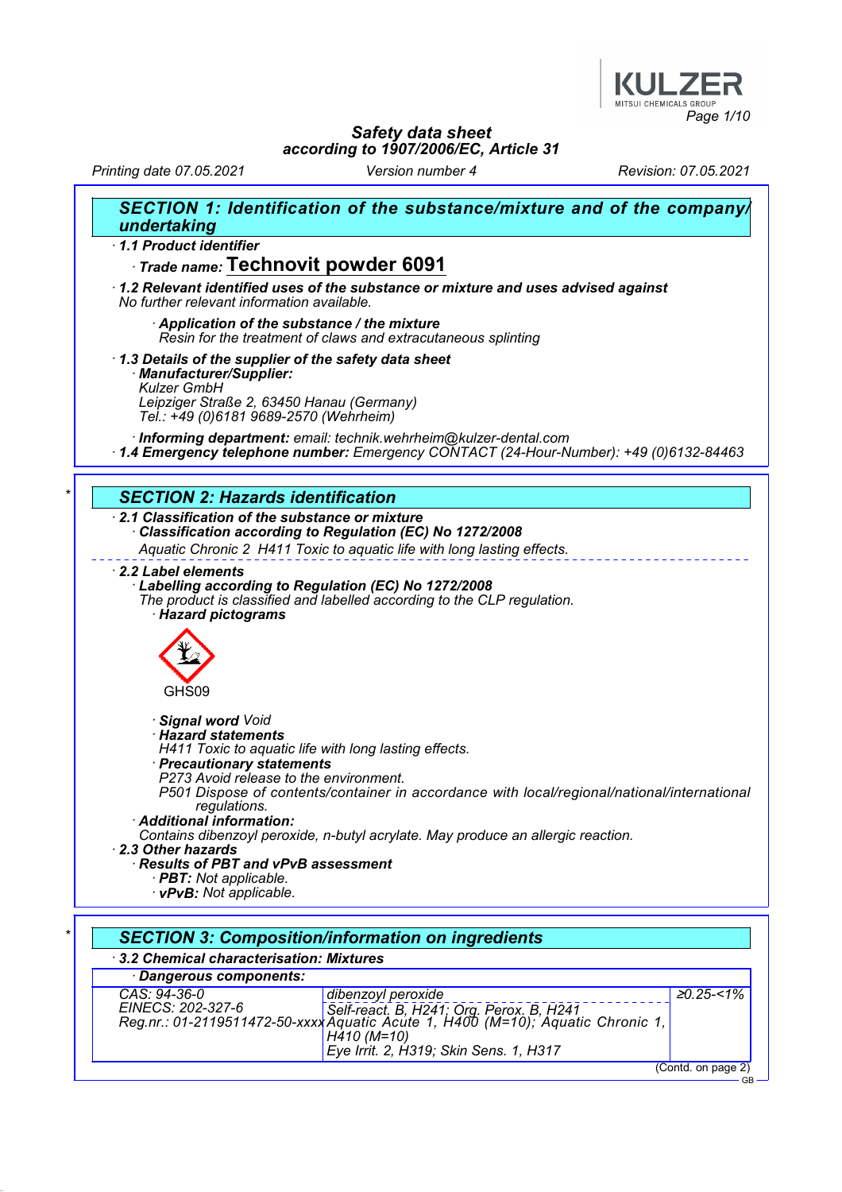Safety data sheet
according to 1907/2006/EC, Article 31

Printing date 07.05.2021 Version number 4 Revision: 07.05.2021

## SECTION 1: Identification of the substance/mixture and of the company/undertaking

· **1.1 Product identifier**

· **Trade name: Technovit powder 6091**

· **1.2 Relevant identified uses of the substance or mixture and uses advised against**
No further relevant information available.

· **Application of the substance / the mixture**
Resin for the treatment of claws and extracutaneous splinting

· **1.3 Details of the supplier of the safety data sheet**

· **Manufacturer/Supplier:**
Kulzer GmbH
Leipziger Straße 2, 63450 Hanau (Germany)
Tel.: +49 (0)6181 9689-2570 (Wehrheim)

· **Informing department:** email: technik.wehrheim@kulzer-dental.com

· **1.4 Emergency telephone number:** Emergency CONTACT (24-Hour-Number): +49 (0)6132-84463

## SECTION 2: Hazards identification

· **2.1 Classification of the substance or mixture**

· **Classification according to Regulation (EC) No 1272/2008**
Aquatic Chronic 2 H411 Toxic to aquatic life with long lasting effects.

· **2.2 Label elements**

· **Labelling according to Regulation (EC) No 1272/2008**
The product is classified and labelled according to the CLP regulation.

· **Hazard pictograms**

GHS09

· **Signal word** Void

· **Hazard statements**
H411 Toxic to aquatic life with long lasting effects.

· **Precautionary statements**
P273 Avoid release to the environment.
P501 Dispose of contents/container in accordance with local/regional/national/international regulations.

· **Additional information:**
Contains dibenzoyl peroxide, n-butyl acrylate. May produce an allergic reaction.

· **2.3 Other hazards**

· **Results of PBT and vPvB assessment**

· **PBT:** Not applicable.

· **vPvB:** Not applicable.

## SECTION 3: Composition/information on ingredients

· **3.2 Chemical characterisation: Mixtures**

· **Dangerous components:**

| | | |
|---|---|---|
| CAS: 94-36-0<br>EINECS: 202-327-6<br>Reg.nr.: 01-2119511472-50-xxxx | dibenzoyl peroxide<br>Self-react. B, H241; Org. Perox. B, H241<br>Aquatic Acute 1, H400 (M=10); Aquatic Chronic 1, H410 (M=10)<br>Eye Irrit. 2, H319; Skin Sens. 1, H317 | ≥0.25-<1% |

(Contd. on page 2)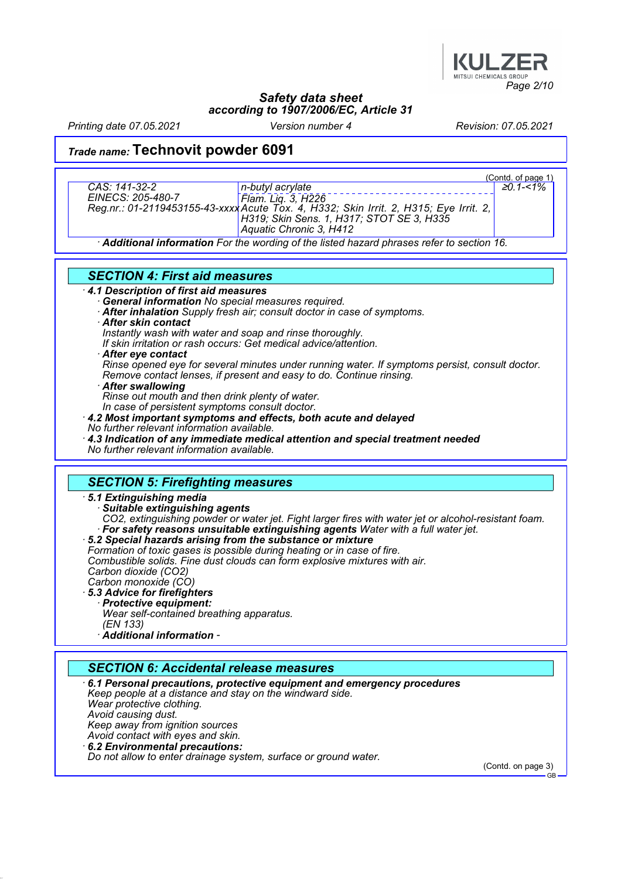## Trade name: Technovit powder 6091

(Contd. of page 1)

| | | |
|---|---|---|
| CAS: 141-32-2<br>EINECS: 205-480-7<br>Reg.nr.: 01-2119453155-43-xxxx | n-butyl acrylate | ≥0.1-<1% |
| | Flam. Liq. 3, H226<br>Acute Tox. 4, H332; Skin Irrit. 2, H315; Eye Irrit. 2, H319; Skin Sens. 1, H317; STOT SE 3, H335<br>Aquatic Chronic 3, H412 | |

· **Additional information** For the wording of the listed hazard phrases refer to section 16.

## SECTION 4: First aid measures

· **4.1 Description of first aid measures**
· **General information** No special measures required.
· **After inhalation** Supply fresh air; consult doctor in case of symptoms.
· **After skin contact**
Instantly wash with water and soap and rinse thoroughly.
If skin irritation or rash occurs: Get medical advice/attention.
· **After eye contact**
Rinse opened eye for several minutes under running water. If symptoms persist, consult doctor.
Remove contact lenses, if present and easy to do. Continue rinsing.
· **After swallowing**
Rinse out mouth and then drink plenty of water.
In case of persistent symptoms consult doctor.
· **4.2 Most important symptoms and effects, both acute and delayed**
No further relevant information available.
· **4.3 Indication of any immediate medical attention and special treatment needed**
No further relevant information available.

## SECTION 5: Firefighting measures

· **5.1 Extinguishing media**
· **Suitable extinguishing agents**
CO2, extinguishing powder or water jet. Fight larger fires with water jet or alcohol-resistant foam.
· **For safety reasons unsuitable extinguishing agents** Water with a full water jet.
· **5.2 Special hazards arising from the substance or mixture**
Formation of toxic gases is possible during heating or in case of fire.
Combustible solids. Fine dust clouds can form explosive mixtures with air.
Carbon dioxide (CO2)
Carbon monoxide (CO)
· **5.3 Advice for firefighters**
· **Protective equipment:**
Wear self-contained breathing apparatus.
(EN 133)
· **Additional information** -

## SECTION 6: Accidental release measures

· **6.1 Personal precautions, protective equipment and emergency procedures**
Keep people at a distance and stay on the windward side.
Wear protective clothing.
Avoid causing dust.
Keep away from ignition sources
Avoid contact with eyes and skin.
· **6.2 Environmental precautions:**
Do not allow to enter drainage system, surface or ground water.

(Contd. on page 3)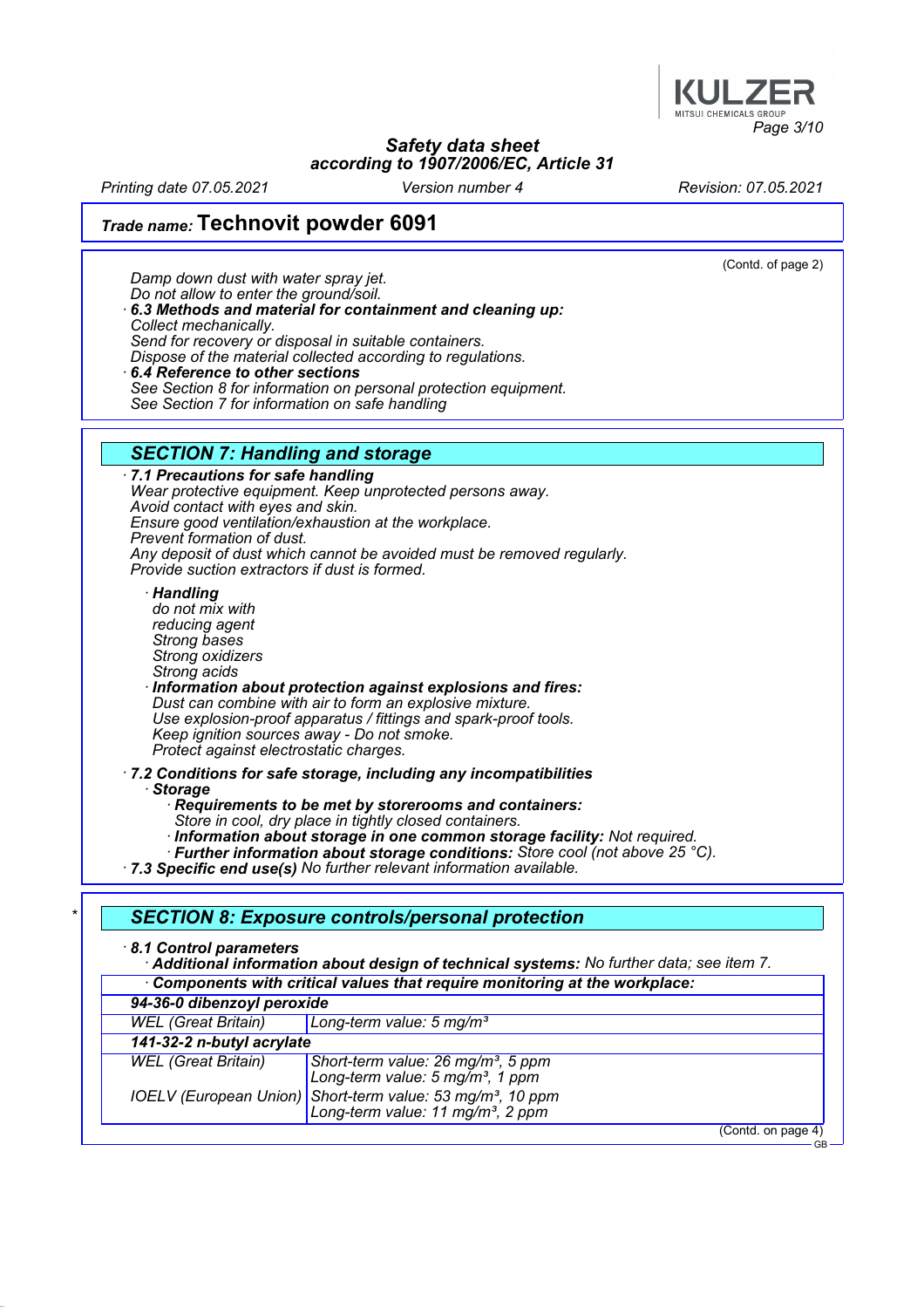(Contd. of page 2)

Damp down dust with water spray jet.
Do not allow to enter the ground/soil.

· **6.3 Methods and material for containment and cleaning up:**
Collect mechanically.
Send for recovery or disposal in suitable containers.
Dispose of the material collected according to regulations.

· **6.4 Reference to other sections**
See Section 8 for information on personal protection equipment.
See Section 7 for information on safe handling

## SECTION 7: Handling and storage

· **7.1 Precautions for safe handling**
Wear protective equipment. Keep unprotected persons away.
Avoid contact with eyes and skin.
Ensure good ventilation/exhaustion at the workplace.
Prevent formation of dust.
Any deposit of dust which cannot be avoided must be removed regularly.
Provide suction extractors if dust is formed.

· **Handling**
do not mix with
reducing agent
Strong bases
Strong oxidizers
Strong acids

· **Information about protection against explosions and fires:**
Dust can combine with air to form an explosive mixture.
Use explosion-proof apparatus / fittings and spark-proof tools.
Keep ignition sources away - Do not smoke.
Protect against electrostatic charges.

· **7.2 Conditions for safe storage, including any incompatibilities**

· **Storage**

· **Requirements to be met by storerooms and containers:**
Store in cool, dry place in tightly closed containers.

· **Information about storage in one common storage facility:** Not required.

· **Further information about storage conditions:** Store cool (not above 25 °C).

· **7.3 Specific end use(s)** No further relevant information available.

## * SECTION 8: Exposure controls/personal protection

· **8.1 Control parameters**

· **Additional information about design of technical systems:** No further data; see item 7.

| · Components with critical values that require monitoring at the workplace: | |
|---|---|
| **94-36-0 dibenzoyl peroxide** | |
| WEL (Great Britain) | Long-term value: 5 mg/m³ |
| **141-32-2 n-butyl acrylate** | |
| WEL (Great Britain) | Short-term value: 26 mg/m³, 5 ppm<br>Long-term value: 5 mg/m³, 1 ppm |
| IOELV (European Union) | Short-term value: 53 mg/m³, 10 ppm<br>Long-term value: 11 mg/m³, 2 ppm |

(Contd. on page 4)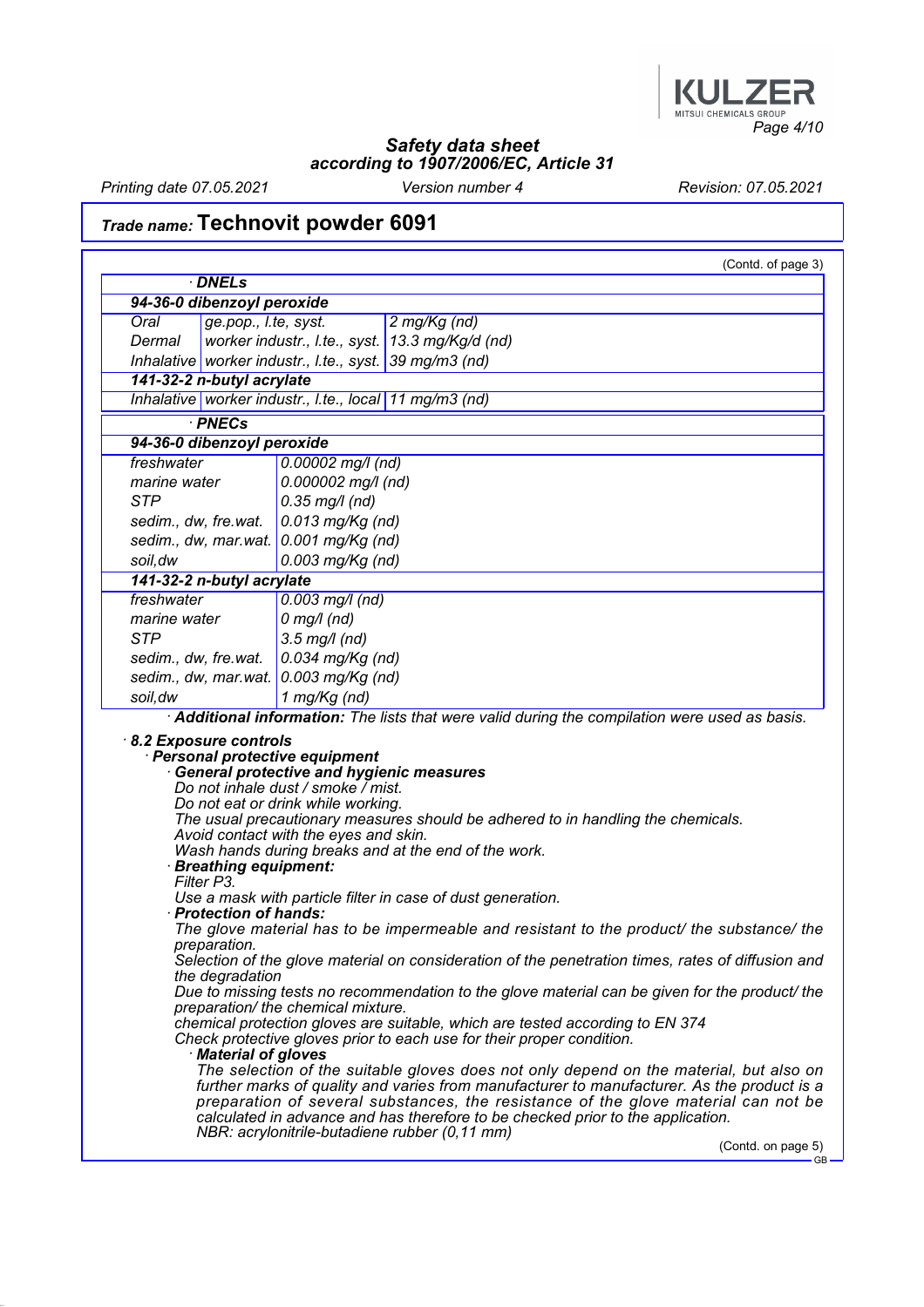## Trade name: Technovit powder 6091

(Contd. of page 3)

· **DNELs**

| **94-36-0 dibenzoyl peroxide** | | |
|---|---|---|
| Oral | ge.pop., l.te, syst. | 2 mg/Kg (nd) |
| Dermal | worker industr., l.te., syst. | 13.3 mg/Kg/d (nd) |
| Inhalative | worker industr., l.te., syst. | 39 mg/m3 (nd) |
| **141-32-2 n-butyl acrylate** | | |
| Inhalative | worker industr., l.te., local | 11 mg/m3 (nd) |

· **PNECs**

| **94-36-0 dibenzoyl peroxide** | |
|---|---|
| freshwater | 0.00002 mg/l (nd) |
| marine water | 0.000002 mg/l (nd) |
| STP | 0.35 mg/l (nd) |
| sedim., dw, fre.wat. | 0.013 mg/Kg (nd) |
| sedim., dw, mar.wat. | 0.001 mg/Kg (nd) |
| soil,dw | 0.003 mg/Kg (nd) |
| **141-32-2 n-butyl acrylate** | |
| freshwater | 0.003 mg/l (nd) |
| marine water | 0 mg/l (nd) |
| STP | 3.5 mg/l (nd) |
| sedim., dw, fre.wat. | 0.034 mg/Kg (nd) |
| sedim., dw, mar.wat. | 0.003 mg/Kg (nd) |
| soil,dw | 1 mg/Kg (nd) |

· **Additional information:** The lists that were valid during the compilation were used as basis.

· **8.2 Exposure controls**

· **Personal protective equipment**

· **General protective and hygienic measures**

Do not inhale dust / smoke / mist.
Do not eat or drink while working.
The usual precautionary measures should be adhered to in handling the chemicals.
Avoid contact with the eyes and skin.
Wash hands during breaks and at the end of the work.

· **Breathing equipment:**

Filter P3.
Use a mask with particle filter in case of dust generation.

· **Protection of hands:**

The glove material has to be impermeable and resistant to the product/ the substance/ the preparation.
Selection of the glove material on consideration of the penetration times, rates of diffusion and the degradation
Due to missing tests no recommendation to the glove material can be given for the product/ the preparation/ the chemical mixture.
chemical protection gloves are suitable, which are tested according to EN 374
Check protective gloves prior to each use for their proper condition.

· **Material of gloves**

The selection of the suitable gloves does not only depend on the material, but also on further marks of quality and varies from manufacturer to manufacturer. As the product is a preparation of several substances, the resistance of the glove material can not be calculated in advance and has therefore to be checked prior to the application.
NBR: acrylonitrile-butadiene rubber (0,11 mm)

(Contd. on page 5)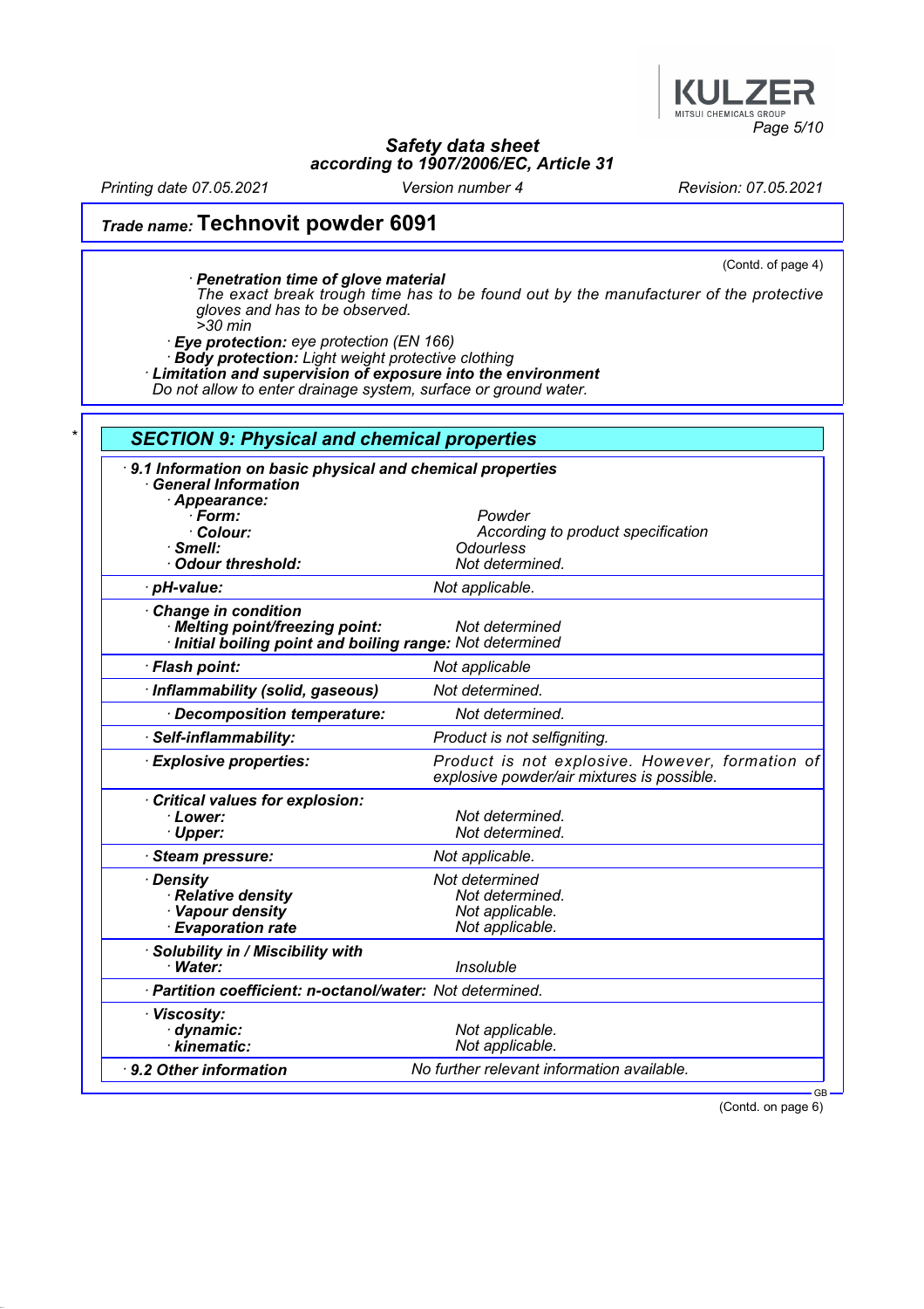**Trade name: Technovit powder 6091**

(Contd. of page 4)

· **Penetration time of glove material**
The exact break trough time has to be found out by the manufacturer of the protective gloves and has to be observed.
>30 min

· **Eye protection:** eye protection (EN 166)
· **Body protection:** Light weight protective clothing
· **Limitation and supervision of exposure into the environment**
Do not allow to enter drainage system, surface or ground water.

## * SECTION 9: Physical and chemical properties

· **9.1 Information on basic physical and chemical properties**

| Property | Value |
|---|---|
| · **General Information** | |
| · **Appearance:** | |
| · **Form:** | Powder |
| · **Colour:** | According to product specification |
| · **Smell:** | Odourless |
| · **Odour threshold:** | Not determined. |
| · **pH-value:** | Not applicable. |
| · **Change in condition** | |
| · **Melting point/freezing point:** | Not determined |
| · **Initial boiling point and boiling range:** | Not determined |
| · **Flash point:** | Not applicable |
| · **Inflammability (solid, gaseous)** | Not determined. |
| · **Decomposition temperature:** | Not determined. |
| · **Self-inflammability:** | Product is not selfigniting. |
| · **Explosive properties:** | Product is not explosive. However, formation of explosive powder/air mixtures is possible. |
| · **Critical values for explosion:** | |
| · **Lower:** | Not determined. |
| · **Upper:** | Not determined. |
| · **Steam pressure:** | Not applicable. |
| · **Density** | Not determined |
| · **Relative density** | Not determined. |
| · **Vapour density** | Not applicable. |
| · **Evaporation rate** | Not applicable. |
| · **Solubility in / Miscibility with** | |
| · **Water:** | Insoluble |
| · **Partition coefficient: n-octanol/water:** | Not determined. |
| · **Viscosity:** | |
| · **dynamic:** | Not applicable. |
| · **kinematic:** | Not applicable. |
| · **9.2 Other information** | No further relevant information available. |

(Contd. on page 6)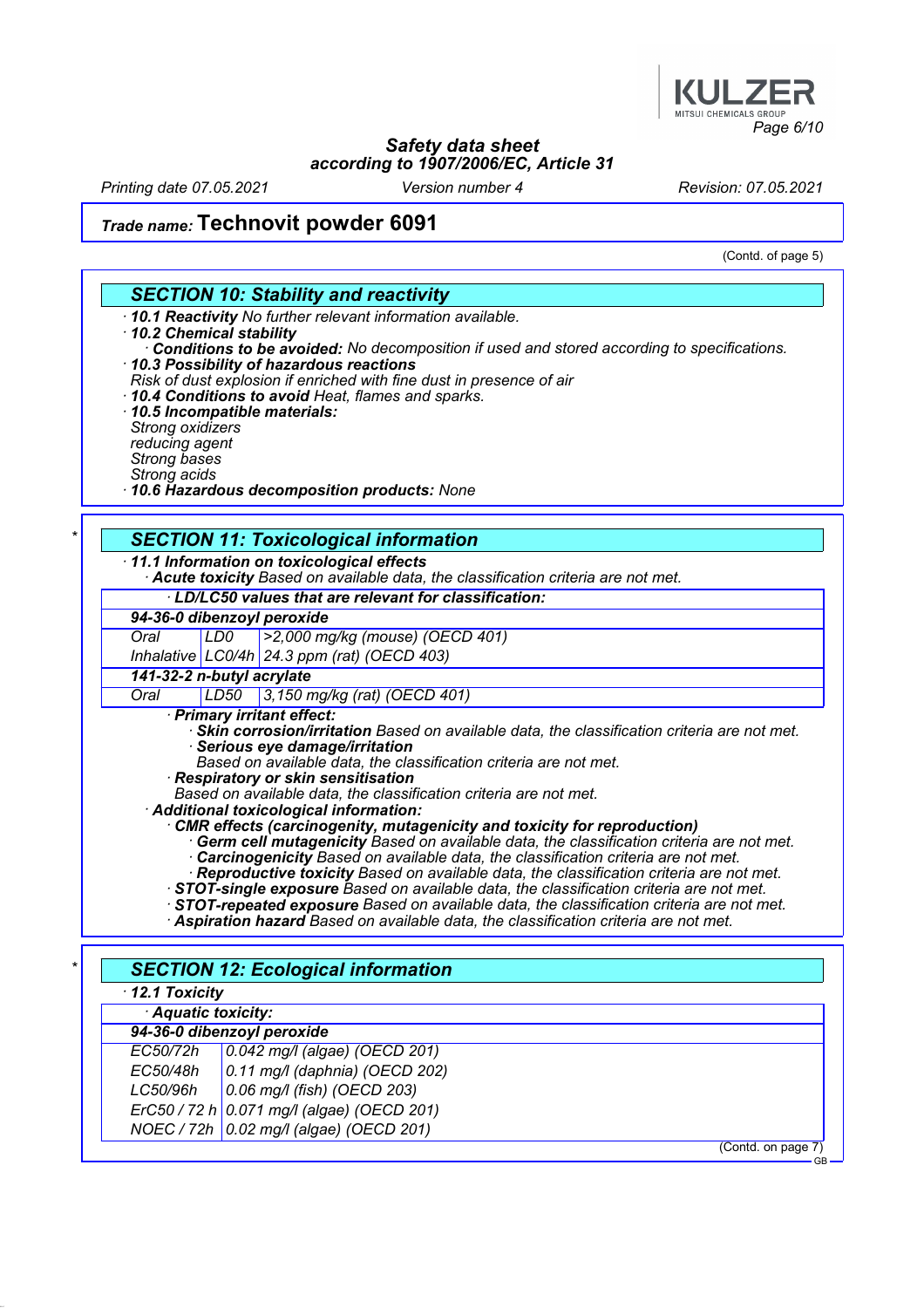# Safety data sheet
## according to 1907/2006/EC, Article 31

Printing date 07.05.2021 Version number 4 Revision: 07.05.2021

**Trade name: Technovit powder 6091**

(Contd. of page 5)

## SECTION 10: Stability and reactivity

· **10.1 Reactivity** No further relevant information available.
· **10.2 Chemical stability**
· **Conditions to be avoided:** No decomposition if used and stored according to specifications.
· **10.3 Possibility of hazardous reactions**
Risk of dust explosion if enriched with fine dust in presence of air
· **10.4 Conditions to avoid** Heat, flames and sparks.
· **10.5 Incompatible materials:**
Strong oxidizers
reducing agent
Strong bases
Strong acids
· **10.6 Hazardous decomposition products:** None

## SECTION 11: Toxicological information

· **11.1 Information on toxicological effects**
· **Acute toxicity** Based on available data, the classification criteria are not met.

| · LD/LC50 values that are relevant for classification: | | |
|---|---|---|
| **94-36-0 dibenzoyl peroxide** | | |
| Oral | LD0 | >2,000 mg/kg (mouse) (OECD 401) |
| Inhalative | LC0/4h | 24.3 ppm (rat) (OECD 403) |
| **141-32-2 n-butyl acrylate** | | |
| Oral | LD50 | 3,150 mg/kg (rat) (OECD 401) |

· **Primary irritant effect:**
· **Skin corrosion/irritation** Based on available data, the classification criteria are not met.
· **Serious eye damage/irritation**
Based on available data, the classification criteria are not met.
· **Respiratory or skin sensitisation**
Based on available data, the classification criteria are not met.
· **Additional toxicological information:**
· **CMR effects (carcinogenity, mutagenicity and toxicity for reproduction)**
· **Germ cell mutagenicity** Based on available data, the classification criteria are not met.
· **Carcinogenicity** Based on available data, the classification criteria are not met.
· **Reproductive toxicity** Based on available data, the classification criteria are not met.
· **STOT-single exposure** Based on available data, the classification criteria are not met.
· **STOT-repeated exposure** Based on available data, the classification criteria are not met.
· **Aspiration hazard** Based on available data, the classification criteria are not met.

## SECTION 12: Ecological information

· **12.1 Toxicity**

| · Aquatic toxicity: | |
|---|---|
| **94-36-0 dibenzoyl peroxide** | |
| EC50/72h | 0.042 mg/l (algae) (OECD 201) |
| EC50/48h | 0.11 mg/l (daphnia) (OECD 202) |
| LC50/96h | 0.06 mg/l (fish) (OECD 203) |
| ErC50 / 72 h | 0.071 mg/l (algae) (OECD 201) |
| NOEC / 72h | 0.02 mg/l (algae) (OECD 201) |

(Contd. on page 7)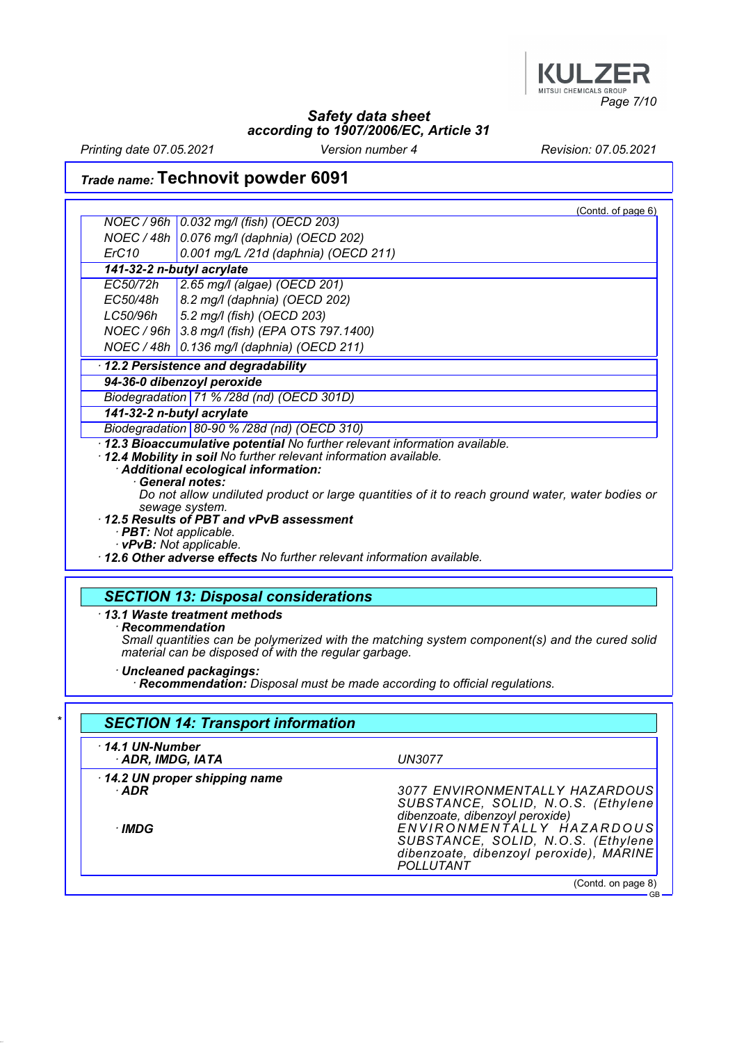**Trade name: Technovit powder 6091**

(Contd. of page 6)

| | |
|---|---|
| NOEC / 96h | 0.032 mg/l (fish) (OECD 203) |
| NOEC / 48h | 0.076 mg/l (daphnia) (OECD 202) |
| ErC10 | 0.001 mg/L /21d (daphnia) (OECD 211) |
| **141-32-2 n-butyl acrylate** | |
| EC50/72h | 2.65 mg/l (algae) (OECD 201) |
| EC50/48h | 8.2 mg/l (daphnia) (OECD 202) |
| LC50/96h | 5.2 mg/l (fish) (OECD 203) |
| NOEC / 96h | 3.8 mg/l (fish) (EPA OTS 797.1400) |
| NOEC / 48h | 0.136 mg/l (daphnia) (OECD 211) |

· **12.2 Persistence and degradability**

| | |
|---|---|
| **94-36-0 dibenzoyl peroxide** | |
| Biodegradation | 71 % /28d (nd) (OECD 301D) |
| **141-32-2 n-butyl acrylate** | |
| Biodegradation | 80-90 % /28d (nd) (OECD 310) |

· **12.3 Bioaccumulative potential** No further relevant information available.

· **12.4 Mobility in soil** No further relevant information available.

· **Additional ecological information:**

· **General notes:**

Do not allow undiluted product or large quantities of it to reach ground water, water bodies or sewage system.

· **12.5 Results of PBT and vPvB assessment**

· **PBT:** Not applicable.

· **vPvB:** Not applicable.

· **12.6 Other adverse effects** No further relevant information available.

## SECTION 13: Disposal considerations

· **13.1 Waste treatment methods**

· **Recommendation**

Small quantities can be polymerized with the matching system component(s) and the cured solid material can be disposed of with the regular garbage.

· **Uncleaned packagings:**

· **Recommendation:** Disposal must be made according to official regulations.

## SECTION 14: Transport information

| | |
|---|---|
| · **14.1 UN-Number** | |
| · **ADR, IMDG, IATA** | UN3077 |
| · **14.2 UN proper shipping name** | |
| · **ADR** | 3077 ENVIRONMENTALLY HAZARDOUS SUBSTANCE, SOLID, N.O.S. (Ethylene dibenzoate, dibenzoyl peroxide) |
| · **IMDG** | ENVIRONMENTALLY HAZARDOUS SUBSTANCE, SOLID, N.O.S. (Ethylene dibenzoate, dibenzoyl peroxide), MARINE POLLUTANT |

(Contd. on page 8)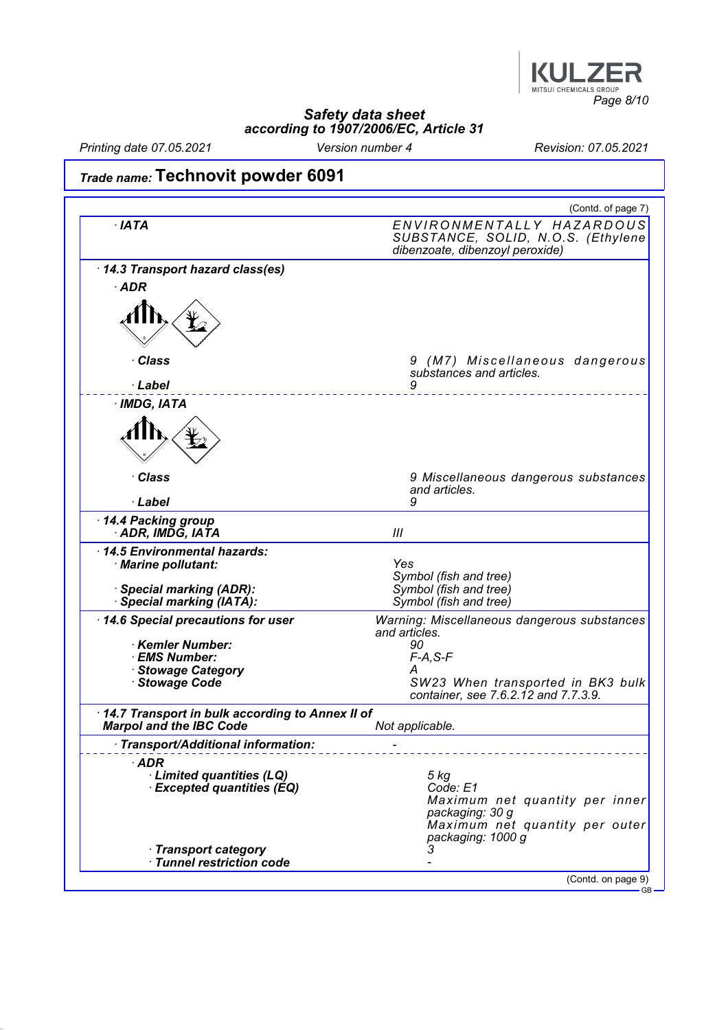## Trade name: Technovit powder 6091

(Contd. of page 7)

| | |
|---|---|
| · **IATA** | ENVIRONMENTALLY HAZARDOUS SUBSTANCE, SOLID, N.O.S. (Ethylene dibenzoate, dibenzoyl peroxide) |

· **14.3 Transport hazard class(es)**

· **ADR**

| | |
|---|---|
| · **Class** | 9 (M7) Miscellaneous dangerous substances and articles. |
| · **Label** | 9 |

· **IMDG, IATA**

| | |
|---|---|
| · **Class** | 9 Miscellaneous dangerous substances and articles. |
| · **Label** | 9 |

| | |
|---|---|
| · **14.4 Packing group** · **ADR, IMDG, IATA** | III |

· **14.5 Environmental hazards:**

| | |
|---|---|
| · **Marine pollutant:** | Yes Symbol (fish and tree) |
| · **Special marking (ADR):** | Symbol (fish and tree) |
| · **Special marking (IATA):** | Symbol (fish and tree) |

| | |
|---|---|
| · **14.6 Special precautions for user** | Warning: Miscellaneous dangerous substances and articles. |
| · **Kemler Number:** | 90 |
| · **EMS Number:** | F-A,S-F |
| · **Stowage Category** | A |
| · **Stowage Code** | SW23 When transported in BK3 bulk container, see 7.6.2.12 and 7.7.3.9. |

| | |
|---|---|
| · **14.7 Transport in bulk according to Annex II of Marpol and the IBC Code** | Not applicable. |
| · **Transport/Additional information:** | - |

· **ADR**

| | |
|---|---|
| · **Limited quantities (LQ)** | 5 kg |
| · **Excepted quantities (EQ)** | Code: E1 Maximum net quantity per inner packaging: 30 g Maximum net quantity per outer packaging: 1000 g |
| · **Transport category** | 3 |
| · **Tunnel restriction code** | - |

(Contd. on page 9)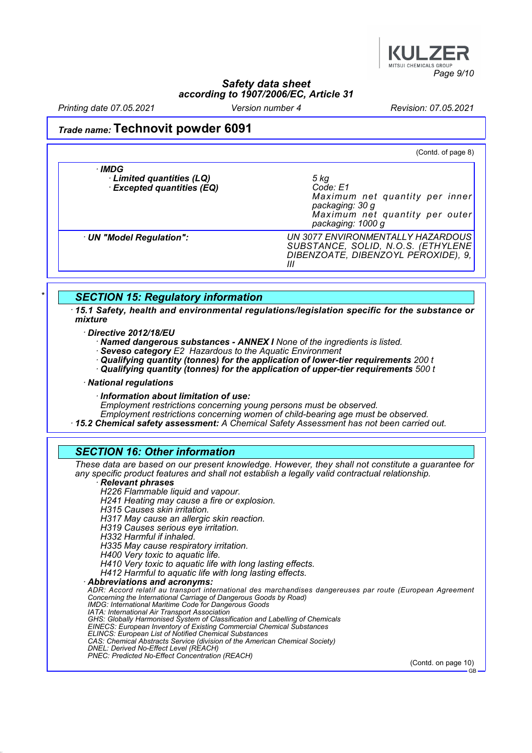# Safety data sheet
## according to 1907/2006/EC, Article 31

Printing date 07.05.2021 | Version number 4 | Revision: 07.05.2021

## Trade name: Technovit powder 6091

(Contd. of page 8)

| | |
|---|---|
| · **IMDG** | |
| · **Limited quantities (LQ)** | 5 kg |
| · **Excepted quantities (EQ)** | Code: E1<br>Maximum net quantity per inner packaging: 30 g<br>Maximum net quantity per outer packaging: 1000 g |
| · **UN "Model Regulation":** | UN 3077 ENVIRONMENTALLY HAZARDOUS SUBSTANCE, SOLID, N.O.S. (ETHYLENE DIBENZOATE, DIBENZOYL PEROXIDE), 9, III |

## SECTION 15: Regulatory information

· **15.1 Safety, health and environmental regulations/legislation specific for the substance or mixture**

· **Directive 2012/18/EU**
- · **Named dangerous substances - ANNEX I** None of the ingredients is listed.
- · **Seveso category** E2 Hazardous to the Aquatic Environment
- · **Qualifying quantity (tonnes) for the application of lower-tier requirements** 200 t
- · **Qualifying quantity (tonnes) for the application of upper-tier requirements** 500 t

· **National regulations**

· **Information about limitation of use:**
Employment restrictions concerning young persons must be observed.
Employment restrictions concerning women of child-bearing age must be observed.

· **15.2 Chemical safety assessment:** A Chemical Safety Assessment has not been carried out.

## SECTION 16: Other information

These data are based on our present knowledge. However, they shall not constitute a guarantee for any specific product features and shall not establish a legally valid contractual relationship.

· **Relevant phrases**

H226 Flammable liquid and vapour.
H241 Heating may cause a fire or explosion.
H315 Causes skin irritation.
H317 May cause an allergic skin reaction.
H319 Causes serious eye irritation.
H332 Harmful if inhaled.
H335 May cause respiratory irritation.
H400 Very toxic to aquatic life.
H410 Very toxic to aquatic life with long lasting effects.
H412 Harmful to aquatic life with long lasting effects.

· **Abbreviations and acronyms:**

ADR: Accord relatif au transport international des marchandises dangereuses par route (European Agreement Concerning the International Carriage of Dangerous Goods by Road)
IMDG: International Maritime Code for Dangerous Goods
IATA: International Air Transport Association
GHS: Globally Harmonised System of Classification and Labelling of Chemicals
EINECS: European Inventory of Existing Commercial Chemical Substances
ELINCS: European List of Notified Chemical Substances
CAS: Chemical Abstracts Service (division of the American Chemical Society)
DNEL: Derived No-Effect Level (REACH)
PNEC: Predicted No-Effect Concentration (REACH)

(Contd. on page 10)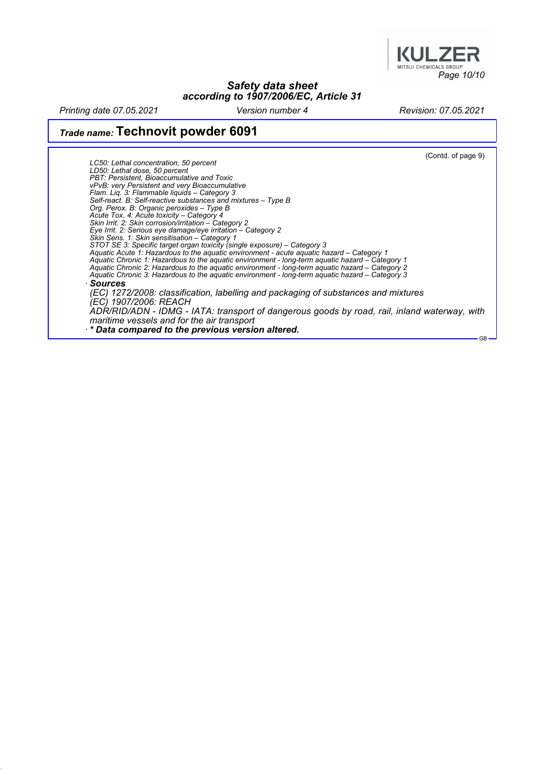## Trade name: Technovit powder 6091

(Contd. of page 9)

*LC50: Lethal concentration, 50 percent*
*LD50: Lethal dose, 50 percent*
*PBT: Persistent, Bioaccumulative and Toxic*
*vPvB: very Persistent and very Bioaccumulative*
*Flam. Liq. 3: Flammable liquids – Category 3*
*Self-react. B: Self-reactive substances and mixtures – Type B*
*Org. Perox. B: Organic peroxides – Type B*
*Acute Tox. 4: Acute toxicity – Category 4*
*Skin Irrit. 2: Skin corrosion/irritation – Category 2*
*Eye Irrit. 2: Serious eye damage/eye irritation – Category 2*
*Skin Sens. 1: Skin sensitisation – Category 1*
*STOT SE 3: Specific target organ toxicity (single exposure) – Category 3*
*Aquatic Acute 1: Hazardous to the aquatic environment - acute aquatic hazard – Category 1*
*Aquatic Chronic 1: Hazardous to the aquatic environment - long-term aquatic hazard – Category 1*
*Aquatic Chronic 2: Hazardous to the aquatic environment - long-term aquatic hazard – Category 2*
*Aquatic Chronic 3: Hazardous to the aquatic environment - long-term aquatic hazard – Category 3*

· ***Sources***

*(EC) 1272/2008: classification, labelling and packaging of substances and mixtures*
*(EC) 1907/2006: REACH*
*ADR/RID/ADN - IDMG - IATA: transport of dangerous goods by road, rail, inland waterway, with maritime vessels and for the air transport*

· ***\* Data compared to the previous version altered.***

GB